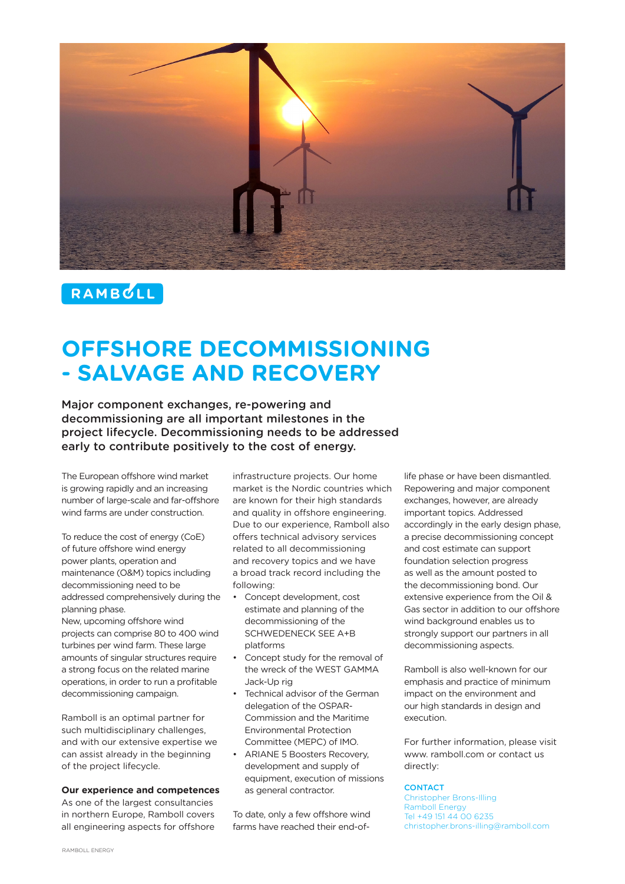RAMBOLL

# OFFSHORE DECOMMISSIONING - SALVAGE AND RECOVERY

**Major component exchanges, re-powering and decommissioning are all important milestones in the project lifecycle. Decommissioning needs to be addressed early to contribute positively to the cost of energy.**

The European offshore wind market is growing rapidly and an increasing number of large-scale and far-offshore wind farms are under construction.

To reduce the cost of energy (CoE) of future offshore wind energy power plants, operation and maintenance (O&M) topics including decommissioning need to be addressed comprehensively during the planning phase.
New, upcoming offshore wind projects can comprise 80 to 400 wind turbines per wind farm. These large amounts of singular structures require a strong focus on the related marine operations, in order to run a profitable decommissioning campaign.

Ramboll is an optimal partner for such multidisciplinary challenges, and with our extensive expertise we can assist already in the beginning of the project lifecycle.

**Our experience and competences**
As one of the largest consultancies in northern Europe, Ramboll covers all engineering aspects for offshore infrastructure projects. Our home market is the Nordic countries which are known for their high standards and quality in offshore engineering. Due to our experience, Ramboll also offers technical advisory services related to all decommissioning and recovery topics and we have a broad track record including the following:

- Concept development, cost estimate and planning of the decommissioning of the SCHWEDENECK SEE A+B platforms
- Concept study for the removal of the wreck of the WEST GAMMA Jack-Up rig
- Technical advisor of the German delegation of the OSPAR-Commission and the Maritime Environmental Protection Committee (MEPC) of IMO.
- ARIANE 5 Boosters Recovery, development and supply of equipment, execution of missions as general contractor.

To date, only a few offshore wind farms have reached their end-of-life phase or have been dismantled. Repowering and major component exchanges, however, are already important topics. Addressed accordingly in the early design phase, a precise decommissioning concept and cost estimate can support foundation selection progress as well as the amount posted to the decommissioning bond. Our extensive experience from the Oil & Gas sector in addition to our offshore wind background enables us to strongly support our partners in all decommissioning aspects.

Ramboll is also well-known for our emphasis and practice of minimum impact on the environment and our high standards in design and execution.

For further information, please visit www. ramboll.com or contact us directly:

**CONTACT**
Christopher Brons-Illing
Ramboll Energy
Tel +49 151 44 00 6235
christopher.brons-illing@ramboll.com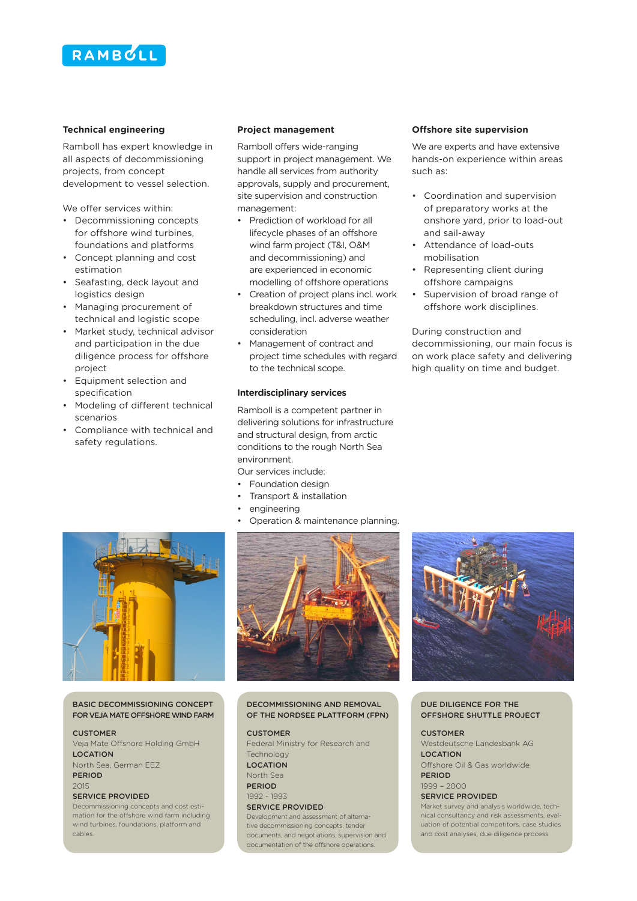## Technical engineering

Ramboll has expert knowledge in all aspects of decommissioning projects, from concept development to vessel selection.

We offer services within:

- Decommissioning concepts for offshore wind turbines, foundations and platforms
- Concept planning and cost estimation
- Seafasting, deck layout and logistics design
- Managing procurement of technical and logistic scope
- Market study, technical advisor and participation in the due diligence process for offshore project
- Equipment selection and specification
- Modeling of different technical scenarios
- Compliance with technical and safety regulations.

## Project management

Ramboll offers wide-ranging support in project management. We handle all services from authority approvals, supply and procurement, site supervision and construction management:

- Prediction of workload for all lifecycle phases of an offshore wind farm project (T&I, O&M and decommissioning) and are experienced in economic modelling of offshore operations
- Creation of project plans incl. work breakdown structures and time scheduling, incl. adverse weather consideration
- Management of contract and project time schedules with regard to the technical scope.

## Interdisciplinary services

Ramboll is a competent partner in delivering solutions for infrastructure and structural design, from arctic conditions to the rough North Sea environment.
Our services include:

- Foundation design
- Transport & installation
- engineering
- Operation & maintenance planning.

## Offshore site supervision

We are experts and have extensive hands-on experience within areas such as:

- Coordination and supervision of preparatory works at the onshore yard, prior to load-out and sail-away
- Attendance of load-outs mobilisation
- Representing client during offshore campaigns
- Supervision of broad range of offshore work disciplines.

During construction and decommissioning, our main focus is on work place safety and delivering high quality on time and budget.

### BASIC DECOMMISSIONING CONCEPT FOR VEJA MATE OFFSHORE WIND FARM

**CUSTOMER**
Veja Mate Offshore Holding GmbH
**LOCATION**
North Sea, German EEZ
**PERIOD**
2015
**SERVICE PROVIDED**
Decommissioning concepts and cost estimation for the offshore wind farm including wind turbines, foundations, platform and cables.

### DECOMMISSIONING AND REMOVAL OF THE NORDSEE PLATFORM (FPN)

**CUSTOMER**
Federal Ministry for Research and Technology
**LOCATION**
North Sea
**PERIOD**
1992 - 1993
**SERVICE PROVIDED**
Development and assessment of alternative decommissioning concepts, tender documents, and negotiations, supervision and documentation of the offshore operations.

### DUE DILIGENCE FOR THE OFFSHORE SHUTTLE PROJECT

**CUSTOMER**
Westdeutsche Landesbank AG
**LOCATION**
Offshore Oil & Gas worldwide
**PERIOD**
1999 - 2000
**SERVICE PROVIDED**
Market survey and analysis worldwide, technical consultancy and risk assessments, evaluation of potential competitors, case studies and cost analyses, due diligence process